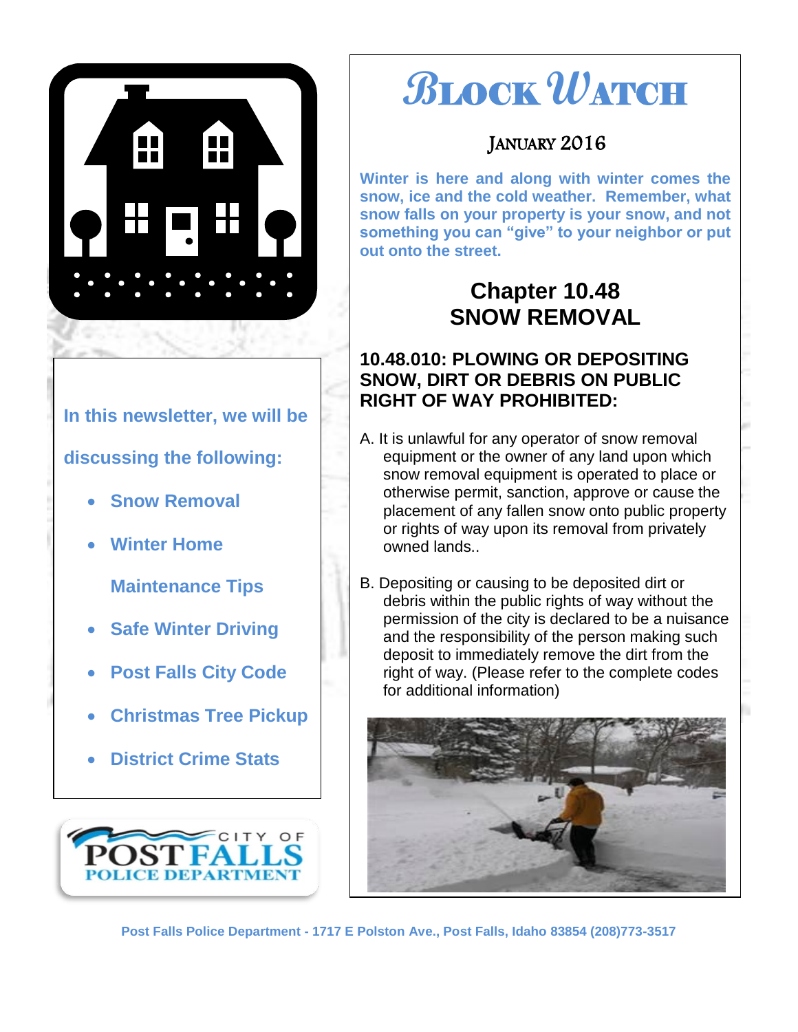In this newsletter, we will be discussing the following:

- Snow Removal
- Winter Home Maintenance Tips
- Safe Winter Driving
- Post Falls City Code
- Christmas Tree Pickup
- District Crime Stats

CITY OF POST FALLS POLICE DEPARTMENT

# BLOCK WATCH

JANUARY 2016

**Winter is here and along with winter comes the snow, ice and the cold weather. Remember, what snow falls on your property is your snow, and not something you can "give" to your neighbor or put out onto the street.**

## Chapter 10.48 SNOW REMOVAL

### 10.48.010: PLOWING OR DEPOSITING SNOW, DIRT OR DEBRIS ON PUBLIC RIGHT OF WAY PROHIBITED:

A. It is unlawful for any operator of snow removal equipment or the owner of any land upon which snow removal equipment is operated to place or otherwise permit, sanction, approve or cause the placement of any fallen snow onto public property or rights of way upon its removal from privately owned lands..

B. Depositing or causing to be deposited dirt or debris within the public rights of way without the permission of the city is declared to be a nuisance and the responsibility of the person making such deposit to immediately remove the dirt from the right of way. (Please refer to the complete codes for additional information)

Post Falls Police Department - 1717 E Polston Ave., Post Falls, Idaho 83854 (208)773-3517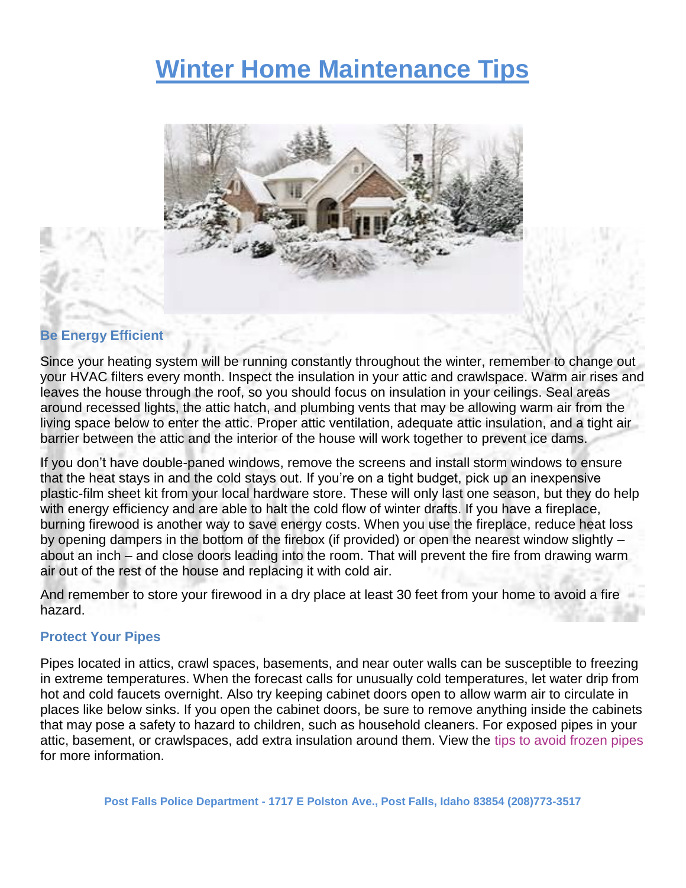# Winter Home Maintenance Tips

### Be Energy Efficient

Since your heating system will be running constantly throughout the winter, remember to change out your HVAC filters every month. Inspect the insulation in your attic and crawlspace. Warm air rises and leaves the house through the roof, so you should focus on insulation in your ceilings. Seal areas around recessed lights, the attic hatch, and plumbing vents that may be allowing warm air from the living space below to enter the attic. Proper attic ventilation, adequate attic insulation, and a tight air barrier between the attic and the interior of the house will work together to prevent ice dams.

If you don't have double-paned windows, remove the screens and install storm windows to ensure that the heat stays in and the cold stays out. If you're on a tight budget, pick up an inexpensive plastic-film sheet kit from your local hardware store. These will only last one season, but they do help with energy efficiency and are able to halt the cold flow of winter drafts. If you have a fireplace, burning firewood is another way to save energy costs. When you use the fireplace, reduce heat loss by opening dampers in the bottom of the firebox (if provided) or open the nearest window slightly – about an inch – and close doors leading into the room. That will prevent the fire from drawing warm air out of the rest of the house and replacing it with cold air.

And remember to store your firewood in a dry place at least 30 feet from your home to avoid a fire hazard.

### Protect Your Pipes

Pipes located in attics, crawl spaces, basements, and near outer walls can be susceptible to freezing in extreme temperatures. When the forecast calls for unusually cold temperatures, let water drip from hot and cold faucets overnight. Also try keeping cabinet doors open to allow warm air to circulate in places like below sinks. If you open the cabinet doors, be sure to remove anything inside the cabinets that may pose a safety to hazard to children, such as household cleaners. For exposed pipes in your attic, basement, or crawlspaces, add extra insulation around them. View the tips to avoid frozen pipes for more information.

**Post Falls Police Department - 1717 E Polston Ave., Post Falls, Idaho 83854 (208)773-3517**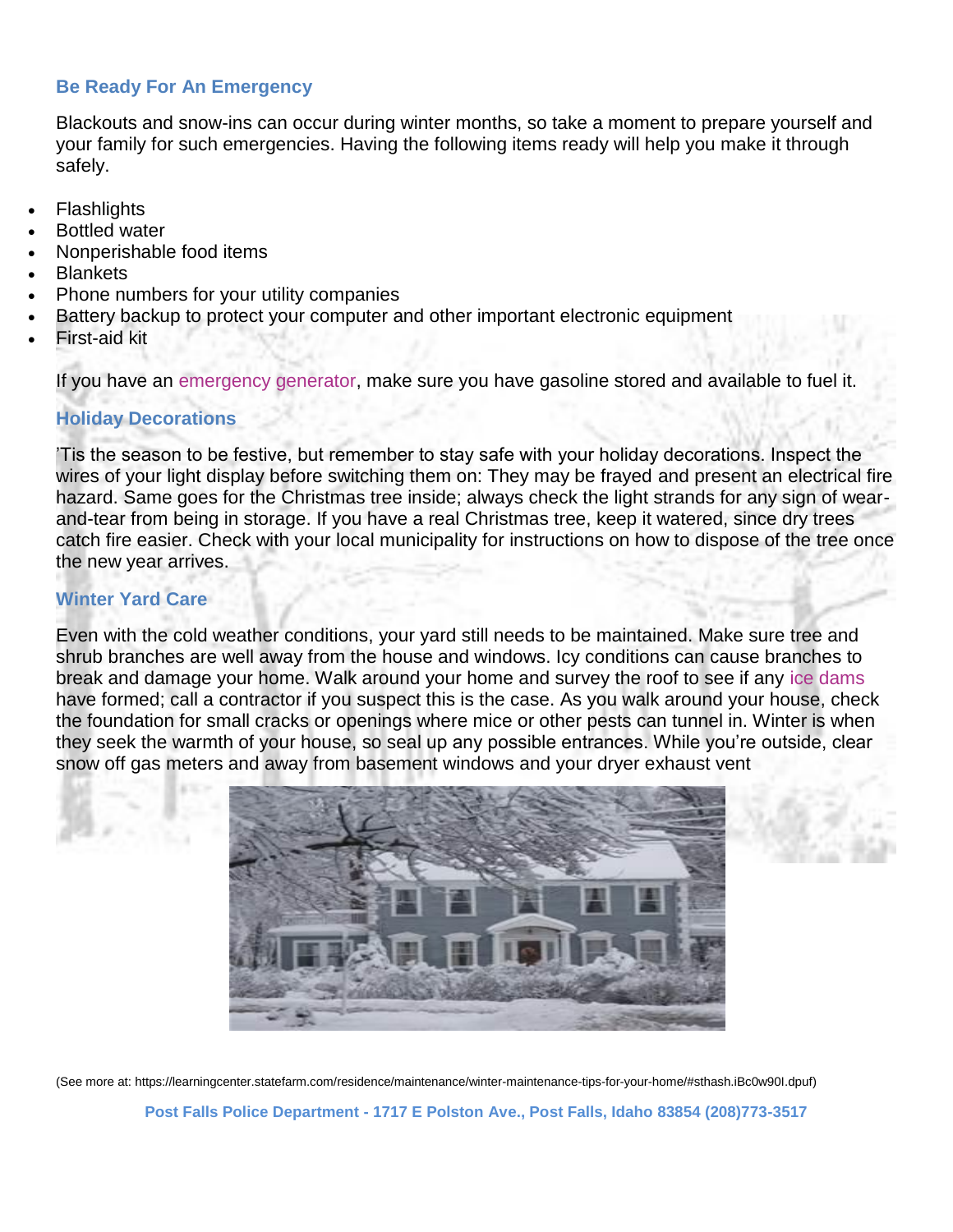### Be Ready For An Emergency

Blackouts and snow-ins can occur during winter months, so take a moment to prepare yourself and your family for such emergencies. Having the following items ready will help you make it through safely.

- Flashlights
- Bottled water
- Nonperishable food items
- Blankets
- Phone numbers for your utility companies
- Battery backup to protect your computer and other important electronic equipment
- First-aid kit

If you have an emergency generator, make sure you have gasoline stored and available to fuel it.

### Holiday Decorations

'Tis the season to be festive, but remember to stay safe with your holiday decorations. Inspect the wires of your light display before switching them on: They may be frayed and present an electrical fire hazard. Same goes for the Christmas tree inside; always check the light strands for any sign of wear-and-tear from being in storage. If you have a real Christmas tree, keep it watered, since dry trees catch fire easier. Check with your local municipality for instructions on how to dispose of the tree once the new year arrives.

### Winter Yard Care

Even with the cold weather conditions, your yard still needs to be maintained. Make sure tree and shrub branches are well away from the house and windows. Icy conditions can cause branches to break and damage your home. Walk around your home and survey the roof to see if any ice dams have formed; call a contractor if you suspect this is the case. As you walk around your house, check the foundation for small cracks or openings where mice or other pests can tunnel in. Winter is when they seek the warmth of your house, so seal up any possible entrances. While you're outside, clear snow off gas meters and away from basement windows and your dryer exhaust vent

(See more at: https://learningcenter.statefarm.com/residence/maintenance/winter-maintenance-tips-for-your-home/#sthash.iBc0w90I.dpuf)

**Post Falls Police Department - 1717 E Polston Ave., Post Falls, Idaho 83854 (208)773-3517**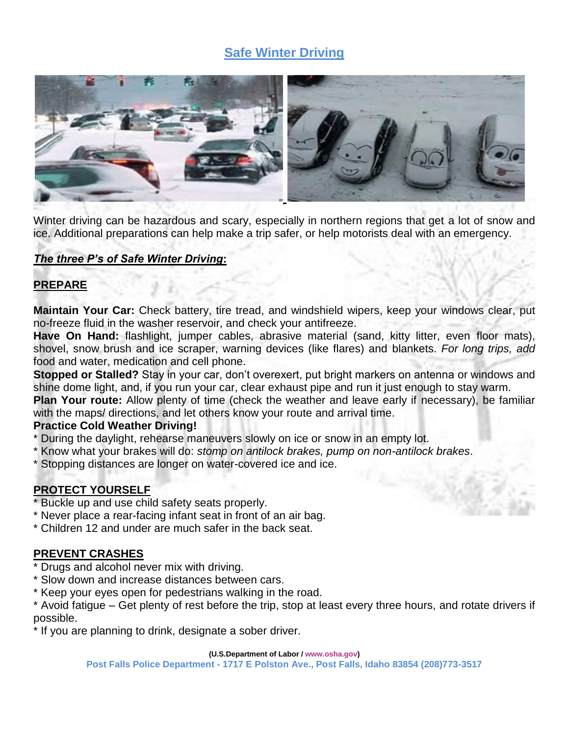# Safe Winter Driving

Winter driving can be hazardous and scary, especially in northern regions that get a lot of snow and ice. Additional preparations can help make a trip safer, or help motorists deal with an emergency.

***The three P's of Safe Winter Driving*:**

## PREPARE

**Maintain Your Car:** Check battery, tire tread, and windshield wipers, keep your windows clear, put no-freeze fluid in the washer reservoir, and check your antifreeze.

**Have On Hand:** flashlight, jumper cables, abrasive material (sand, kitty litter, even floor mats), shovel, snow brush and ice scraper, warning devices (like flares) and blankets. *For long trips, add* food and water, medication and cell phone.

**Stopped or Stalled?** Stay in your car, don't overexert, put bright markers on antenna or windows and shine dome light, and, if you run your car, clear exhaust pipe and run it just enough to stay warm.

**Plan Your route:** Allow plenty of time (check the weather and leave early if necessary), be familiar with the maps/ directions, and let others know your route and arrival time.

**Practice Cold Weather Driving!**

* During the daylight, rehearse maneuvers slowly on ice or snow in an empty lot.
* Know what your brakes will do: *stomp on antilock brakes, pump on non-antilock brakes*.
* Stopping distances are longer on water-covered ice and ice.

## PROTECT YOURSELF

* Buckle up and use child safety seats properly.
* Never place a rear-facing infant seat in front of an air bag.
* Children 12 and under are much safer in the back seat.

## PREVENT CRASHES

* Drugs and alcohol never mix with driving.
* Slow down and increase distances between cars.
* Keep your eyes open for pedestrians walking in the road.
* Avoid fatigue – Get plenty of rest before the trip, stop at least every three hours, and rotate drivers if possible.
* If you are planning to drink, designate a sober driver.

**(U.S.Department of Labor / www.osha.gov)**

**Post Falls Police Department - 1717 E Polston Ave., Post Falls, Idaho 83854 (208)773-3517**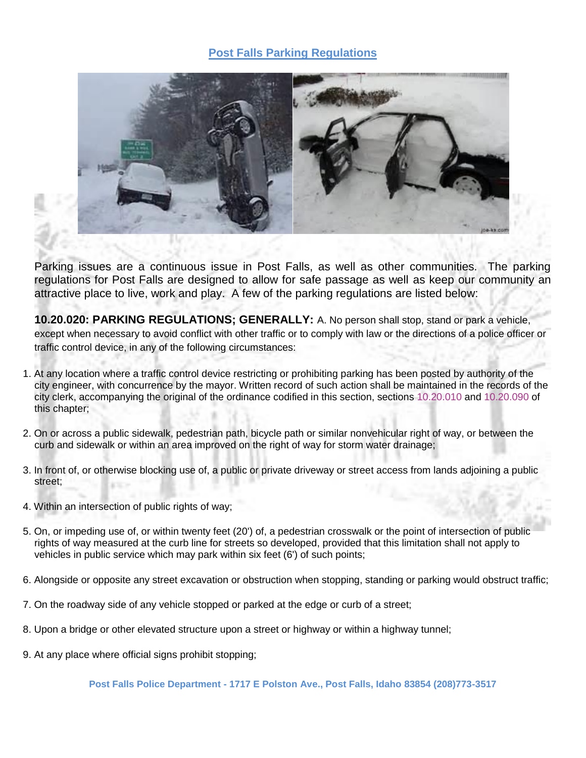## Post Falls Parking Regulations

Parking issues are a continuous issue in Post Falls, as well as other communities. The parking regulations for Post Falls are designed to allow for safe passage as well as keep our community an attractive place to live, work and play. A few of the parking regulations are listed below:

**10.20.020: PARKING REGULATIONS; GENERALLY:** A. No person shall stop, stand or park a vehicle, except when necessary to avoid conflict with other traffic or to comply with law or the directions of a police officer or traffic control device, in any of the following circumstances:

1. At any location where a traffic control device restricting or prohibiting parking has been posted by authority of the city engineer, with concurrence by the mayor. Written record of such action shall be maintained in the records of the city clerk, accompanying the original of the ordinance codified in this section, sections 10.20.010 and 10.20.090 of this chapter;

2. On or across a public sidewalk, pedestrian path, bicycle path or similar nonvehicular right of way, or between the curb and sidewalk or within an area improved on the right of way for storm water drainage;

3. In front of, or otherwise blocking use of, a public or private driveway or street access from lands adjoining a public street;

4. Within an intersection of public rights of way;

5. On, or impeding use of, or within twenty feet (20') of, a pedestrian crosswalk or the point of intersection of public rights of way measured at the curb line for streets so developed, provided that this limitation shall not apply to vehicles in public service which may park within six feet (6') of such points;

6. Alongside or opposite any street excavation or obstruction when stopping, standing or parking would obstruct traffic;

7. On the roadway side of any vehicle stopped or parked at the edge or curb of a street;

8. Upon a bridge or other elevated structure upon a street or highway or within a highway tunnel;

9. At any place where official signs prohibit stopping;

**Post Falls Police Department - 1717 E Polston Ave., Post Falls, Idaho 83854 (208)773-3517**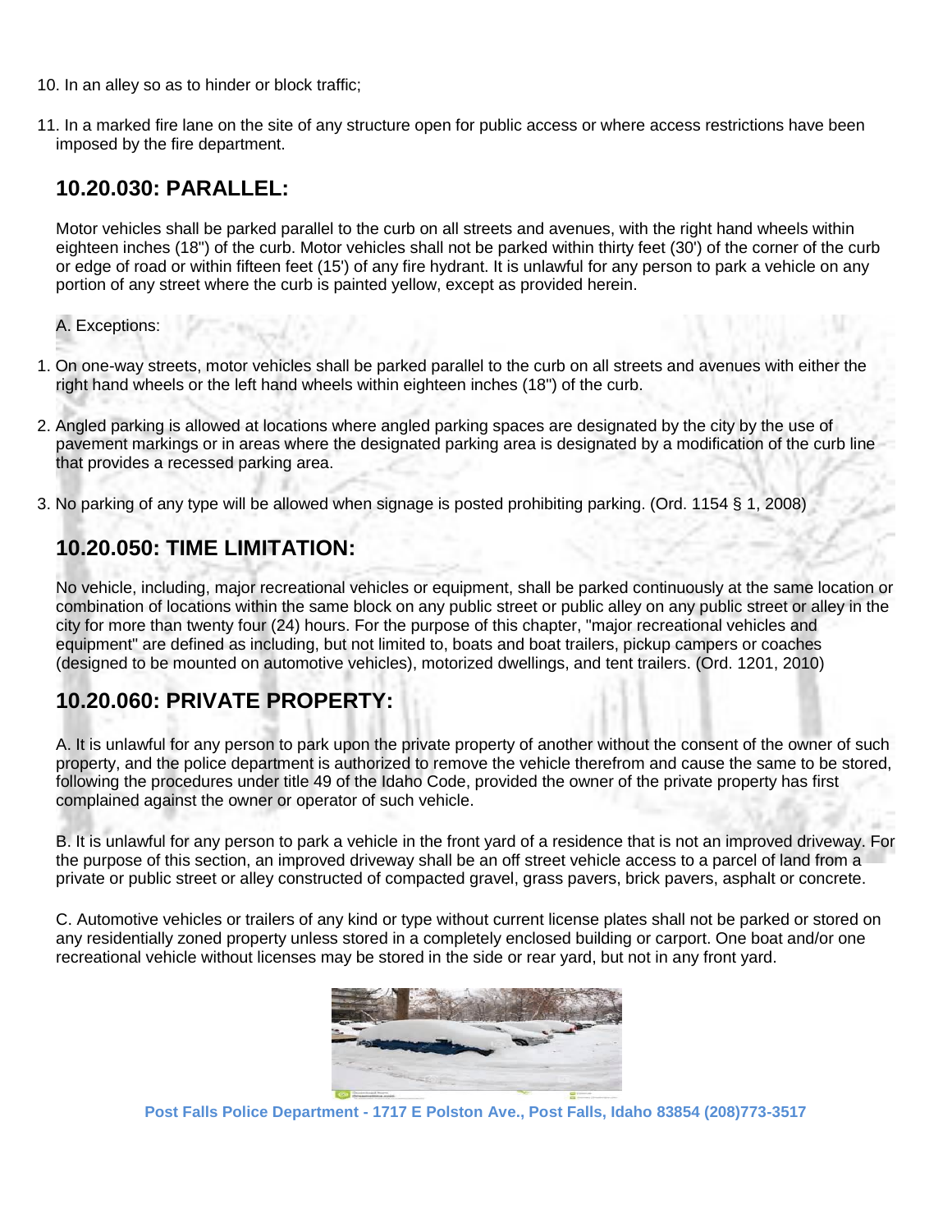10. In an alley so as to hinder or block traffic;

11. In a marked fire lane on the site of any structure open for public access or where access restrictions have been imposed by the fire department.

## 10.20.030: PARALLEL:

Motor vehicles shall be parked parallel to the curb on all streets and avenues, with the right hand wheels within eighteen inches (18") of the curb. Motor vehicles shall not be parked within thirty feet (30') of the corner of the curb or edge of road or within fifteen feet (15') of any fire hydrant. It is unlawful for any person to park a vehicle on any portion of any street where the curb is painted yellow, except as provided herein.

A. Exceptions:

1. On one-way streets, motor vehicles shall be parked parallel to the curb on all streets and avenues with either the right hand wheels or the left hand wheels within eighteen inches (18") of the curb.

2. Angled parking is allowed at locations where angled parking spaces are designated by the city by the use of pavement markings or in areas where the designated parking area is designated by a modification of the curb line that provides a recessed parking area.

3. No parking of any type will be allowed when signage is posted prohibiting parking. (Ord. 1154 § 1, 2008)

## 10.20.050: TIME LIMITATION:

No vehicle, including, major recreational vehicles or equipment, shall be parked continuously at the same location or combination of locations within the same block on any public street or public alley on any public street or alley in the city for more than twenty four (24) hours. For the purpose of this chapter, "major recreational vehicles and equipment" are defined as including, but not limited to, boats and boat trailers, pickup campers or coaches (designed to be mounted on automotive vehicles), motorized dwellings, and tent trailers. (Ord. 1201, 2010)

## 10.20.060: PRIVATE PROPERTY:

A. It is unlawful for any person to park upon the private property of another without the consent of the owner of such property, and the police department is authorized to remove the vehicle therefrom and cause the same to be stored, following the procedures under title 49 of the Idaho Code, provided the owner of the private property has first complained against the owner or operator of such vehicle.

B. It is unlawful for any person to park a vehicle in the front yard of a residence that is not an improved driveway. For the purpose of this section, an improved driveway shall be an off street vehicle access to a parcel of land from a private or public street or alley constructed of compacted gravel, grass pavers, brick pavers, asphalt or concrete.

C. Automotive vehicles or trailers of any kind or type without current license plates shall not be parked or stored on any residentially zoned property unless stored in a completely enclosed building or carport. One boat and/or one recreational vehicle without licenses may be stored in the side or rear yard, but not in any front yard.

**Post Falls Police Department - 1717 E Polston Ave., Post Falls, Idaho 83854 (208)773-3517**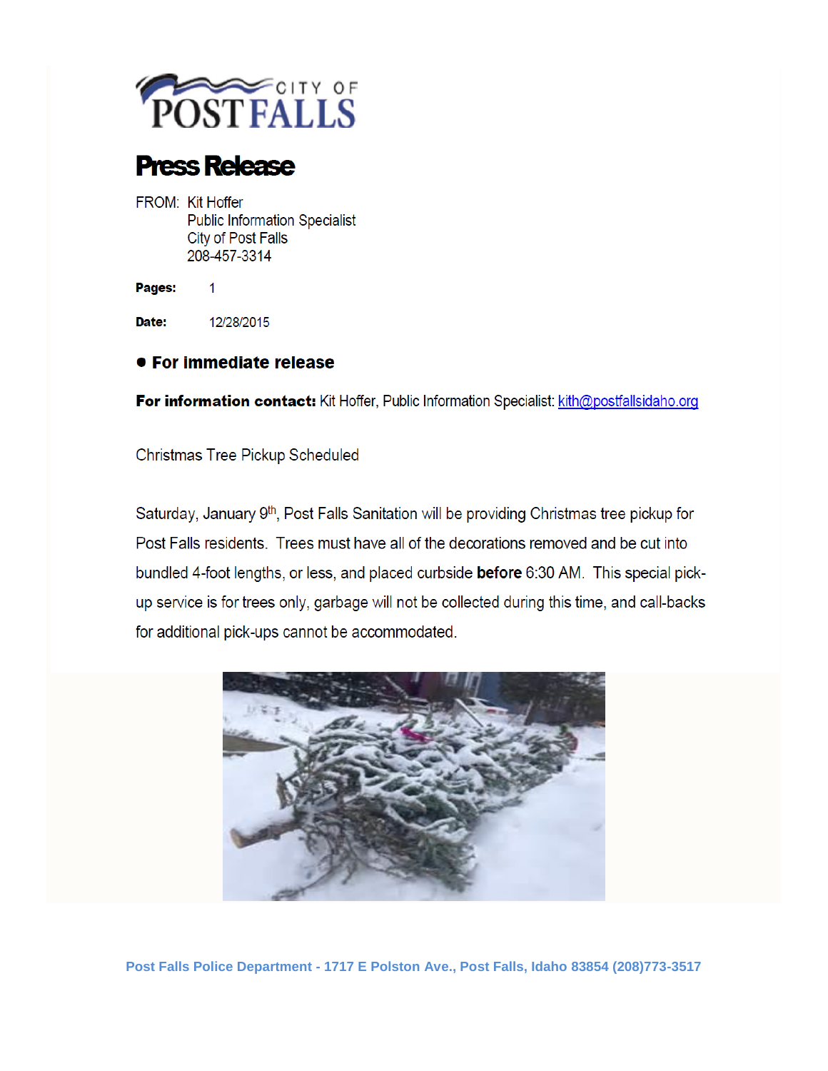CITY OF POST FALLS

# Press Release

FROM: Kit Hoffer
Public Information Specialist
City of Post Falls
208-457-3314

**Pages:** 1

**Date:** 12/28/2015

- **For immediate release**

**For information contact:** Kit Hoffer, Public Information Specialist: kith@postfallsidaho.org

Christmas Tree Pickup Scheduled

Saturday, January 9th, Post Falls Sanitation will be providing Christmas tree pickup for Post Falls residents. Trees must have all of the decorations removed and be cut into bundled 4-foot lengths, or less, and placed curbside **before** 6:30 AM. This special pick-up service is for trees only, garbage will not be collected during this time, and call-backs for additional pick-ups cannot be accommodated.

Post Falls Police Department - 1717 E Polston Ave., Post Falls, Idaho 83854 (208)773-3517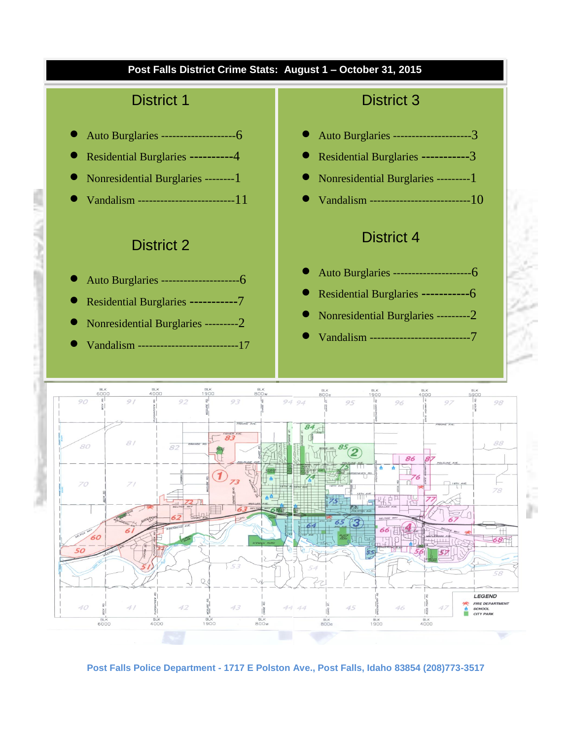# Post Falls District Crime Stats: August 1 – October 31, 2015

## District 1

- Auto Burglaries --------------------6
- Residential Burglaries ----------4
- Nonresidential Burglaries --------1
- Vandalism --------------------------11

## District 2

- Auto Burglaries ---------------------6
- Residential Burglaries -----------7
- Nonresidential Burglaries ---------2
- Vandalism ---------------------------17

## District 3

- Auto Burglaries ---------------------3
- Residential Burglaries -----------3
- Nonresidential Burglaries ---------1
- Vandalism ---------------------------10

## District 4

- Auto Burglaries ---------------------6
- Residential Burglaries -----------6
- Nonresidential Burglaries ---------2
- Vandalism ---------------------------7

LEGEND
FIRE DEPARTMENT
SCHOOL
CITY PARK

Post Falls Police Department - 1717 E Polston Ave., Post Falls, Idaho 83854 (208)773-3517